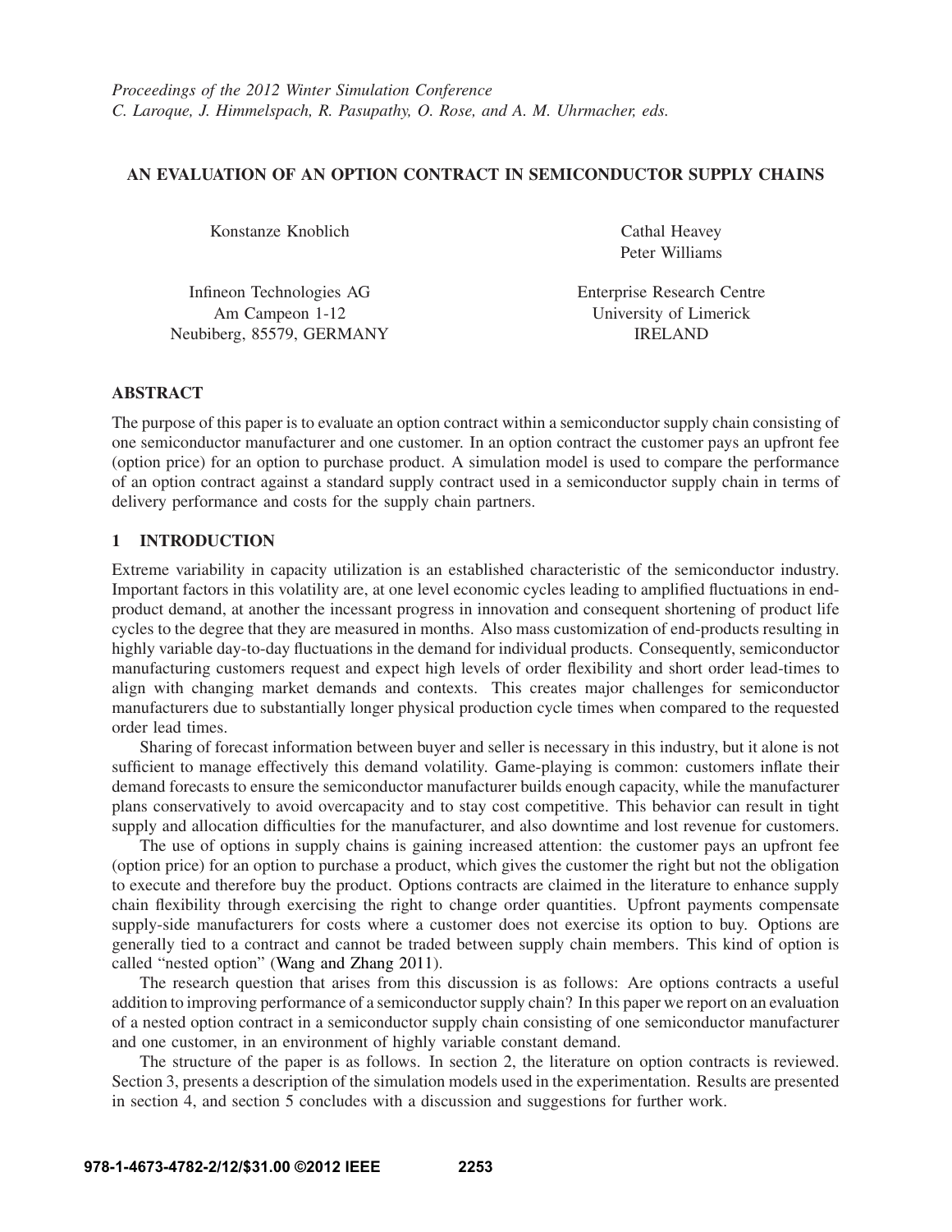*Proceedings of the 2012 Winter Simulation Conference*
*C. Laroque, J. Himmelspach, R. Pasupathy, O. Rose, and A. M. Uhrmacher, eds.*

# AN EVALUATION OF AN OPTION CONTRACT IN SEMICONDUCTOR SUPPLY CHAINS

Konstanze Knoblich

Infineon Technologies AG
Am Campeon 1-12
Neubiberg, 85579, GERMANY

Cathal Heavey
Peter Williams

Enterprise Research Centre
University of Limerick
IRELAND

## ABSTRACT

The purpose of this paper is to evaluate an option contract within a semiconductor supply chain consisting of one semiconductor manufacturer and one customer. In an option contract the customer pays an upfront fee (option price) for an option to purchase product. A simulation model is used to compare the performance of an option contract against a standard supply contract used in a semiconductor supply chain in terms of delivery performance and costs for the supply chain partners.

## 1 INTRODUCTION

Extreme variability in capacity utilization is an established characteristic of the semiconductor industry. Important factors in this volatility are, at one level economic cycles leading to amplified fluctuations in end-product demand, at another the incessant progress in innovation and consequent shortening of product life cycles to the degree that they are measured in months. Also mass customization of end-products resulting in highly variable day-to-day fluctuations in the demand for individual products. Consequently, semiconductor manufacturing customers request and expect high levels of order flexibility and short order lead-times to align with changing market demands and contexts. This creates major challenges for semiconductor manufacturers due to substantially longer physical production cycle times when compared to the requested order lead times.

Sharing of forecast information between buyer and seller is necessary in this industry, but it alone is not sufficient to manage effectively this demand volatility. Game-playing is common: customers inflate their demand forecasts to ensure the semiconductor manufacturer builds enough capacity, while the manufacturer plans conservatively to avoid overcapacity and to stay cost competitive. This behavior can result in tight supply and allocation difficulties for the manufacturer, and also downtime and lost revenue for customers.

The use of options in supply chains is gaining increased attention: the customer pays an upfront fee (option price) for an option to purchase a product, which gives the customer the right but not the obligation to execute and therefore buy the product. Options contracts are claimed in the literature to enhance supply chain flexibility through exercising the right to change order quantities. Upfront payments compensate supply-side manufacturers for costs where a customer does not exercise its option to buy. Options are generally tied to a contract and cannot be traded between supply chain members. This kind of option is called "nested option" (Wang and Zhang 2011).

The research question that arises from this discussion is as follows: Are options contracts a useful addition to improving performance of a semiconductor supply chain? In this paper we report on an evaluation of a nested option contract in a semiconductor supply chain consisting of one semiconductor manufacturer and one customer, in an environment of highly variable constant demand.

The structure of the paper is as follows. In section 2, the literature on option contracts is reviewed. Section 3, presents a description of the simulation models used in the experimentation. Results are presented in section 4, and section 5 concludes with a discussion and suggestions for further work.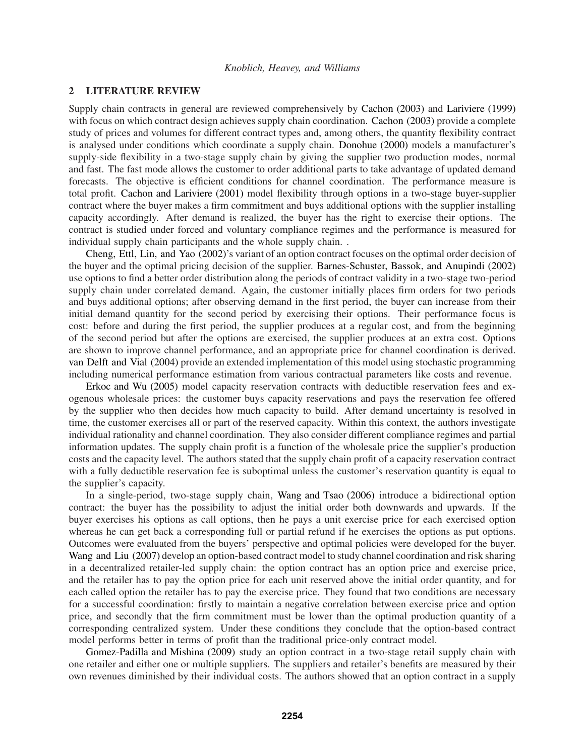## 2 LITERATURE REVIEW

Supply chain contracts in general are reviewed comprehensively by Cachon (2003) and Lariviere (1999) with focus on which contract design achieves supply chain coordination. Cachon (2003) provide a complete study of prices and volumes for different contract types and, among others, the quantity flexibility contract is analysed under conditions which coordinate a supply chain. Donohue (2000) models a manufacturer's supply-side flexibility in a two-stage supply chain by giving the supplier two production modes, normal and fast. The fast mode allows the customer to order additional parts to take advantage of updated demand forecasts. The objective is efficient conditions for channel coordination. The performance measure is total profit. Cachon and Lariviere (2001) model flexibility through options in a two-stage buyer-supplier contract where the buyer makes a firm commitment and buys additional options with the supplier installing capacity accordingly. After demand is realized, the buyer has the right to exercise their options. The contract is studied under forced and voluntary compliance regimes and the performance is measured for individual supply chain participants and the whole supply chain. .

Cheng, Ettl, Lin, and Yao (2002)'s variant of an option contract focuses on the optimal order decision of the buyer and the optimal pricing decision of the supplier. Barnes-Schuster, Bassok, and Anupindi (2002) use options to find a better order distribution along the periods of contract validity in a two-stage two-period supply chain under correlated demand. Again, the customer initially places firm orders for two periods and buys additional options; after observing demand in the first period, the buyer can increase from their initial demand quantity for the second period by exercising their options. Their performance focus is cost: before and during the first period, the supplier produces at a regular cost, and from the beginning of the second period but after the options are exercised, the supplier produces at an extra cost. Options are shown to improve channel performance, and an appropriate price for channel coordination is derived. van Delft and Vial (2004) provide an extended implementation of this model using stochastic programming including numerical performance estimation from various contractual parameters like costs and revenue.

Erkoc and Wu (2005) model capacity reservation contracts with deductible reservation fees and exogenous wholesale prices: the customer buys capacity reservations and pays the reservation fee offered by the supplier who then decides how much capacity to build. After demand uncertainty is resolved in time, the customer exercises all or part of the reserved capacity. Within this context, the authors investigate individual rationality and channel coordination. They also consider different compliance regimes and partial information updates. The supply chain profit is a function of the wholesale price the supplier's production costs and the capacity level. The authors stated that the supply chain profit of a capacity reservation contract with a fully deductible reservation fee is suboptimal unless the customer's reservation quantity is equal to the supplier's capacity.

In a single-period, two-stage supply chain, Wang and Tsao (2006) introduce a bidirectional option contract: the buyer has the possibility to adjust the initial order both downwards and upwards. If the buyer exercises his options as call options, then he pays a unit exercise price for each exercised option whereas he can get back a corresponding full or partial refund if he exercises the options as put options. Outcomes were evaluated from the buyers' perspective and optimal policies were developed for the buyer. Wang and Liu (2007) develop an option-based contract model to study channel coordination and risk sharing in a decentralized retailer-led supply chain: the option contract has an option price and exercise price, and the retailer has to pay the option price for each unit reserved above the initial order quantity, and for each called option the retailer has to pay the exercise price. They found that two conditions are necessary for a successful coordination: firstly to maintain a negative correlation between exercise price and option price, and secondly that the firm commitment must be lower than the optimal production quantity of a corresponding centralized system. Under these conditions they conclude that the option-based contract model performs better in terms of profit than the traditional price-only contract model.

Gomez-Padilla and Mishina (2009) study an option contract in a two-stage retail supply chain with one retailer and either one or multiple suppliers. The suppliers and retailer's benefits are measured by their own revenues diminished by their individual costs. The authors showed that an option contract in a supply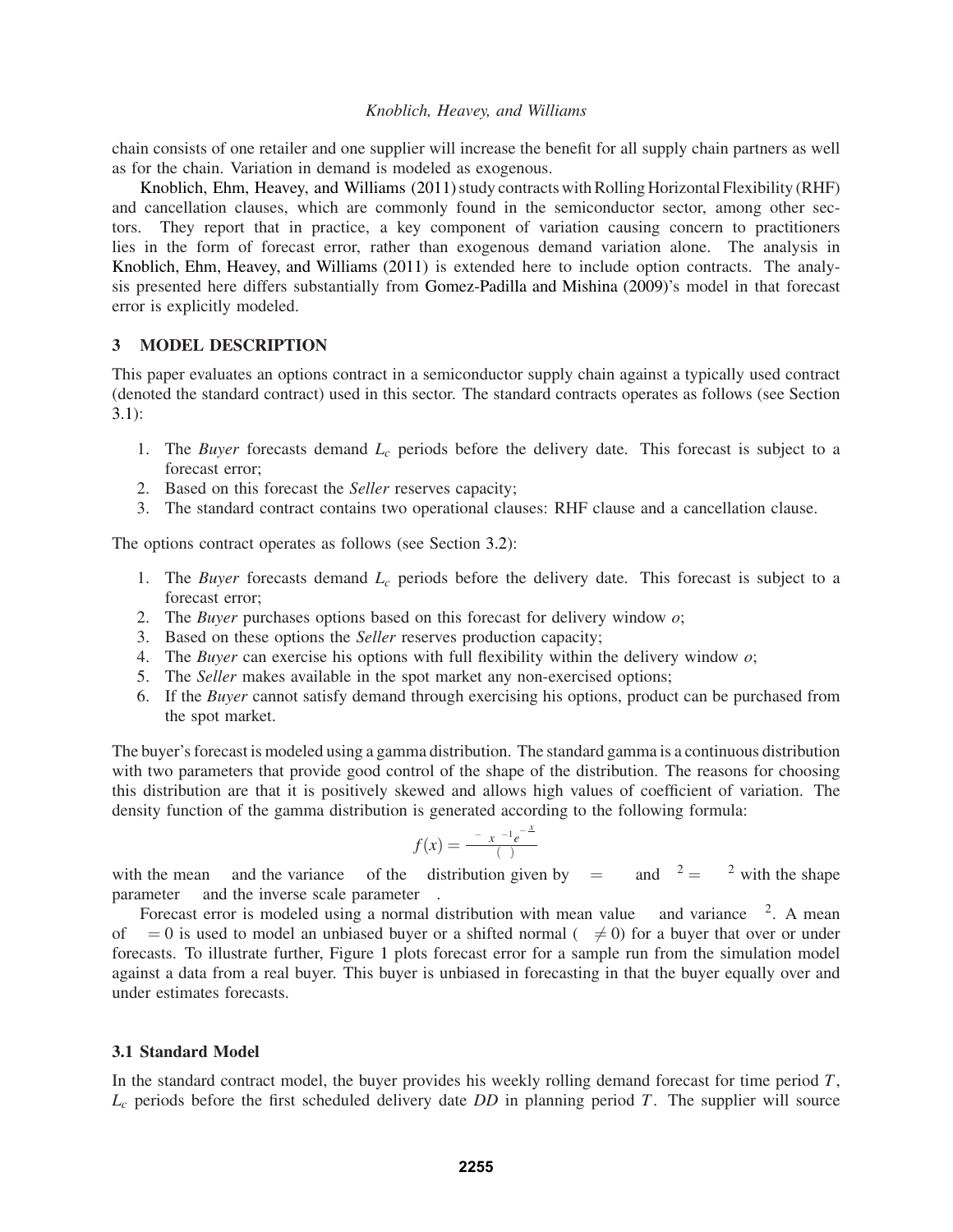chain consists of one retailer and one supplier will increase the benefit for all supply chain partners as well as for the chain. Variation in demand is modeled as exogenous.

Knoblich, Ehm, Heavey, and Williams (2011) study contracts with Rolling Horizontal Flexibility (RHF) and cancellation clauses, which are commonly found in the semiconductor sector, among other sectors. They report that in practice, a key component of variation causing concern to practitioners lies in the form of forecast error, rather than exogenous demand variation alone. The analysis in Knoblich, Ehm, Heavey, and Williams (2011) is extended here to include option contracts. The analysis presented here differs substantially from Gomez-Padilla and Mishina (2009)'s model in that forecast error is explicitly modeled.

## 3 MODEL DESCRIPTION

This paper evaluates an options contract in a semiconductor supply chain against a typically used contract (denoted the standard contract) used in this sector. The standard contracts operates as follows (see Section 3.1):

1. The *Buyer* forecasts demand $L_c$ periods before the delivery date. This forecast is subject to a forecast error;
2. Based on this forecast the *Seller* reserves capacity;
3. The standard contract contains two operational clauses: RHF clause and a cancellation clause.

The options contract operates as follows (see Section 3.2):

1. The *Buyer* forecasts demand $L_c$ periods before the delivery date. This forecast is subject to a forecast error;
2. The *Buyer* purchases options based on this forecast for delivery window $o$;
3. Based on these options the *Seller* reserves production capacity;
4. The *Buyer* can exercise his options with full flexibility within the delivery window $o$;
5. The *Seller* makes available in the spot market any non-exercised options;
6. If the *Buyer* cannot satisfy demand through exercising his options, product can be purchased from the spot market.

The buyer's forecast is modeled using a gamma distribution. The standard gamma is a continuous distribution with two parameters that provide good control of the shape of the distribution. The reasons for choosing this distribution are that it is positively skewed and allows high values of coefficient of variation. The density function of the gamma distribution is generated according to the following formula:

$$f(x) = \frac{\beta^{-\alpha} x^{\alpha-1} e^{-\frac{x}{\beta}}}{\Gamma(\alpha)}$$

with the mean $\mu$ and the variance $\sigma$ of the $\Gamma$ distribution given by $\mu = \alpha\beta$ and $\sigma^2 = \alpha\beta^2$ with the shape parameter $\alpha$ and the inverse scale parameter $\beta$.

Forecast error is modeled using a normal distribution with mean value $\mu$ and variance $\sigma^2$. A mean of $\mu = 0$ is used to model an unbiased buyer or a shifted normal ($\mu \neq 0$) for a buyer that over or under forecasts. To illustrate further, Figure 1 plots forecast error for a sample run from the simulation model against a data from a real buyer. This buyer is unbiased in forecasting in that the buyer equally over and under estimates forecasts.

### 3.1 Standard Model

In the standard contract model, the buyer provides his weekly rolling demand forecast for time period $T$, $L_c$ periods before the first scheduled delivery date $DD$ in planning period $T$. The supplier will source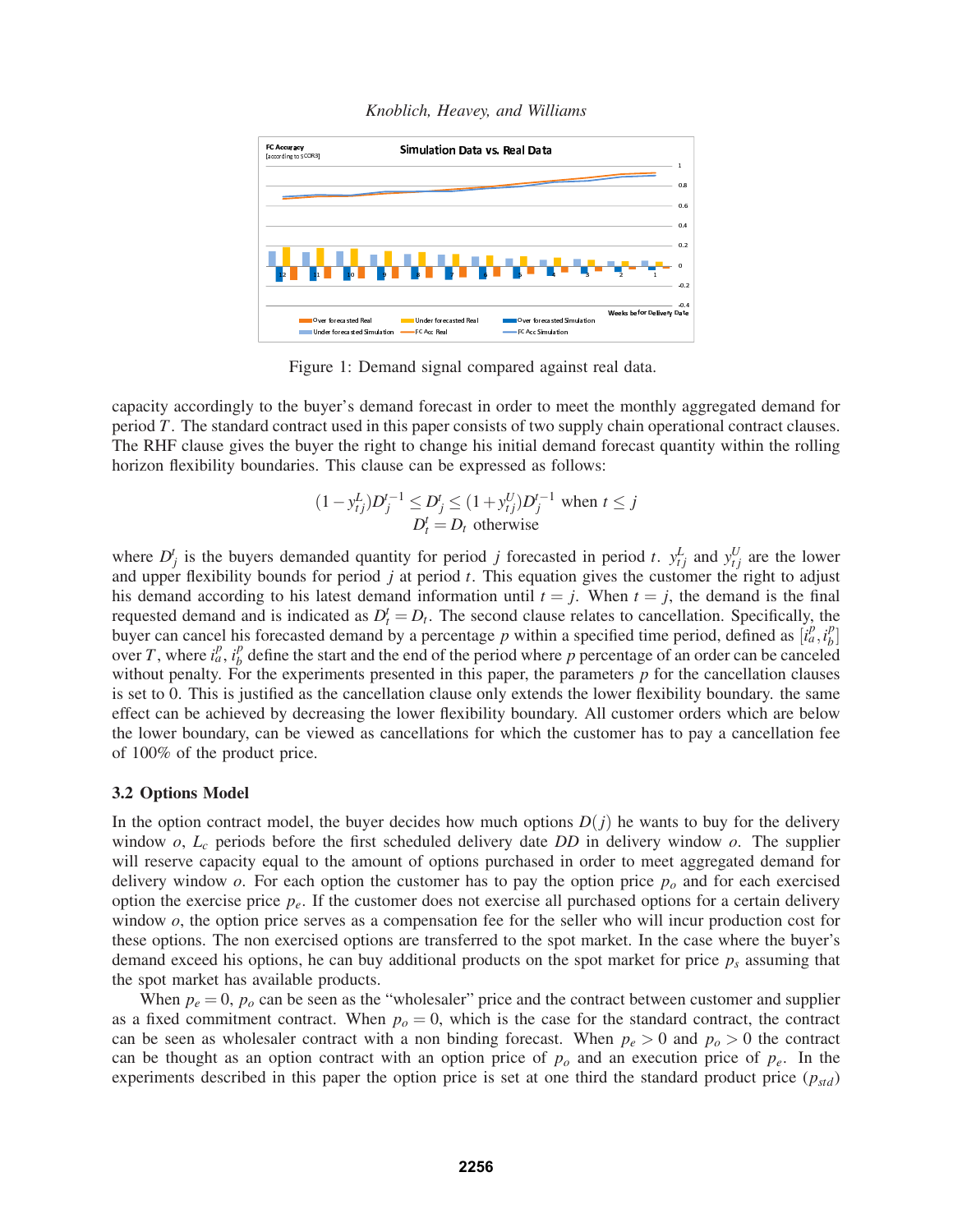Figure 1: Demand signal compared against real data.

capacity accordingly to the buyer's demand forecast in order to meet the monthly aggregated demand for period $T$. The standard contract used in this paper consists of two supply chain operational contract clauses. The RHF clause gives the buyer the right to change his initial demand forecast quantity within the rolling horizon flexibility boundaries. This clause can be expressed as follows:

$$(1-y_{tj}^{L})D_j^{t-1} \leq D_j^t \leq (1+y_{tj}^{U})D_j^{t-1} \text{ when } t \leq j$$
$$D_t^t = D_t \text{ otherwise}$$

where $D_j^t$ is the buyers demanded quantity for period $j$ forecasted in period $t$. $y_{tj}^{L}$ and $y_{tj}^{U}$ are the lower and upper flexibility bounds for period $j$ at period $t$. This equation gives the customer the right to adjust his demand according to his latest demand information until $t = j$. When $t = j$, the demand is the final requested demand and is indicated as $D_t^t = D_t$. The second clause relates to cancellation. Specifically, the buyer can cancel his forecasted demand by a percentage $p$ within a specified time period, defined as $[i_a^p, i_b^p]$ over $T$, where $i_a^p$, $i_b^p$ define the start and the end of the period where $p$ percentage of an order can be canceled without penalty. For the experiments presented in this paper, the parameters $p$ for the cancellation clauses is set to 0. This is justified as the cancellation clause only extends the lower flexibility boundary. the same effect can be achieved by decreasing the lower flexibility boundary. All customer orders which are below the lower boundary, can be viewed as cancellations for which the customer has to pay a cancellation fee of 100% of the product price.

### 3.2 Options Model

In the option contract model, the buyer decides how much options $D(j)$ he wants to buy for the delivery window $o$, $L_c$ periods before the first scheduled delivery date $DD$ in delivery window $o$. The supplier will reserve capacity equal to the amount of options purchased in order to meet aggregated demand for delivery window $o$. For each option the customer has to pay the option price $p_o$ and for each exercised option the exercise price $p_e$. If the customer does not exercise all purchased options for a certain delivery window $o$, the option price serves as a compensation fee for the seller who will incur production cost for these options. The non exercised options are transferred to the spot market. In the case where the buyer's demand exceed his options, he can buy additional products on the spot market for price $p_s$ assuming that the spot market has available products.

When $p_e = 0$, $p_o$ can be seen as the "wholesaler" price and the contract between customer and supplier as a fixed commitment contract. When $p_o = 0$, which is the case for the standard contract, the contract can be seen as wholesaler contract with a non binding forecast. When $p_e > 0$ and $p_o > 0$ the contract can be thought as an option contract with an option price of $p_o$ and an execution price of $p_e$. In the experiments described in this paper the option price is set at one third the standard product price ($p_{std}$)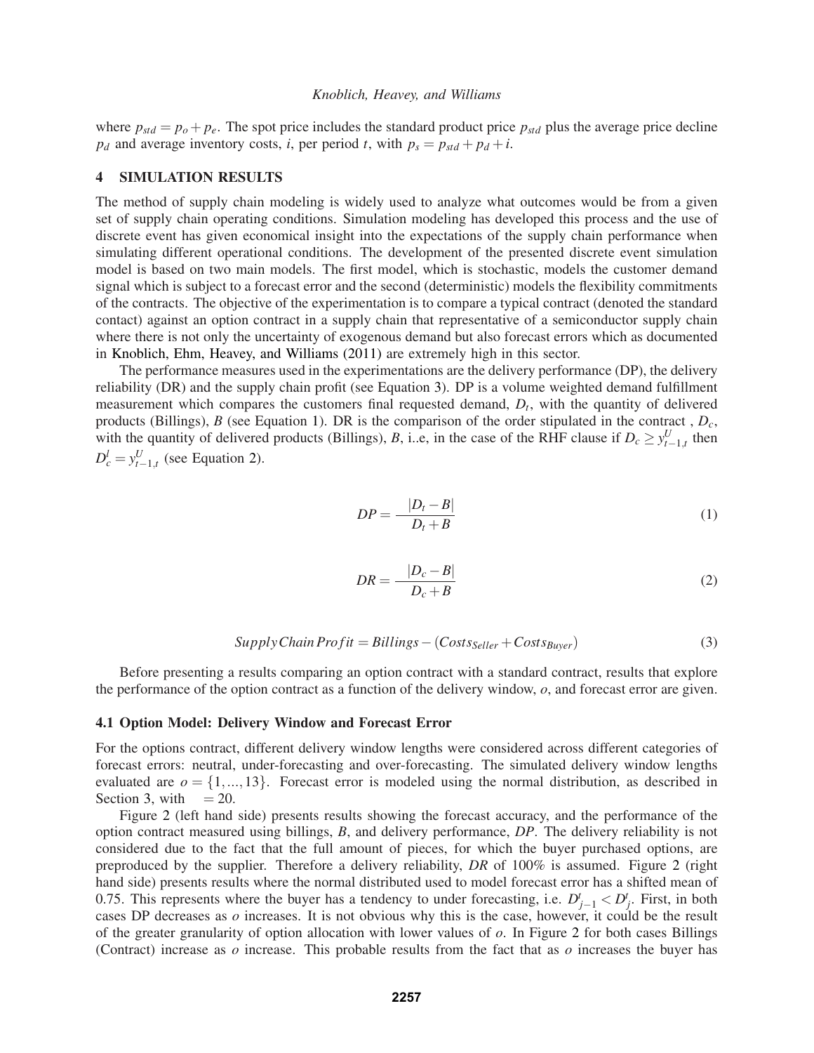where $p_{std} = p_o + p_e$. The spot price includes the standard product price $p_{std}$ plus the average price decline $p_d$ and average inventory costs, $i$, per period $t$, with $p_s = p_{std} + p_d + i$.

## 4 SIMULATION RESULTS

The method of supply chain modeling is widely used to analyze what outcomes would be from a given set of supply chain operating conditions. Simulation modeling has developed this process and the use of discrete event has given economical insight into the expectations of the supply chain performance when simulating different operational conditions. The development of the presented discrete event simulation model is based on two main models. The first model, which is stochastic, models the customer demand signal which is subject to a forecast error and the second (deterministic) models the flexibility commitments of the contracts. The objective of the experimentation is to compare a typical contract (denoted the standard contact) against an option contract in a supply chain that representative of a semiconductor supply chain where there is not only the uncertainty of exogenous demand but also forecast errors which as documented in Knoblich, Ehm, Heavey, and Williams (2011) are extremely high in this sector.

The performance measures used in the experimentations are the delivery performance (DP), the delivery reliability (DR) and the supply chain profit (see Equation 3). DP is a volume weighted demand fulfillment measurement which compares the customers final requested demand, $D_t$, with the quantity of delivered products (Billings), $B$ (see Equation 1). DR is the comparison of the order stipulated in the contract , $D_c$, with the quantity of delivered products (Billings), $B$, i..e, in the case of the RHF clause if $D_c \geq y^U_{t-1,t}$ then $D^l_c = y^U_{t-1,t}$ (see Equation 2).

$$DP = \frac{|D_t - B|}{D_t + B} \tag{1}$$

$$DR = \frac{|D_c - B|}{D_c + B} \tag{2}$$

$$Supply\,Chain\,Profit = Billings - (Costs_{Seller} + Costs_{Buyer}) \tag{3}$$

Before presenting a results comparing an option contract with a standard contract, results that explore the performance of the option contract as a function of the delivery window, $o$, and forecast error are given.

### 4.1 Option Model: Delivery Window and Forecast Error

For the options contract, different delivery window lengths were considered across different categories of forecast errors: neutral, under-forecasting and over-forecasting. The simulated delivery window lengths evaluated are $o = \{1, \ldots, 13\}$. Forecast error is modeled using the normal distribution, as described in Section 3, with $= 20$.

Figure 2 (left hand side) presents results showing the forecast accuracy, and the performance of the option contract measured using billings, $B$, and delivery performance, $DP$. The delivery reliability is not considered due to the fact that the full amount of pieces, for which the buyer purchased options, are preproduced by the supplier. Therefore a delivery reliability, $DR$ of 100% is assumed. Figure 2 (right hand side) presents results where the normal distributed used to model forecast error has a shifted mean of 0.75. This represents where the buyer has a tendency to under forecasting, i.e. $D^t_{j-1} < D^t_j$. First, in both cases DP decreases as $o$ increases. It is not obvious why this is the case, however, it could be the result of the greater granularity of option allocation with lower values of $o$. In Figure 2 for both cases Billings (Contract) increase as $o$ increase. This probable results from the fact that as $o$ increases the buyer has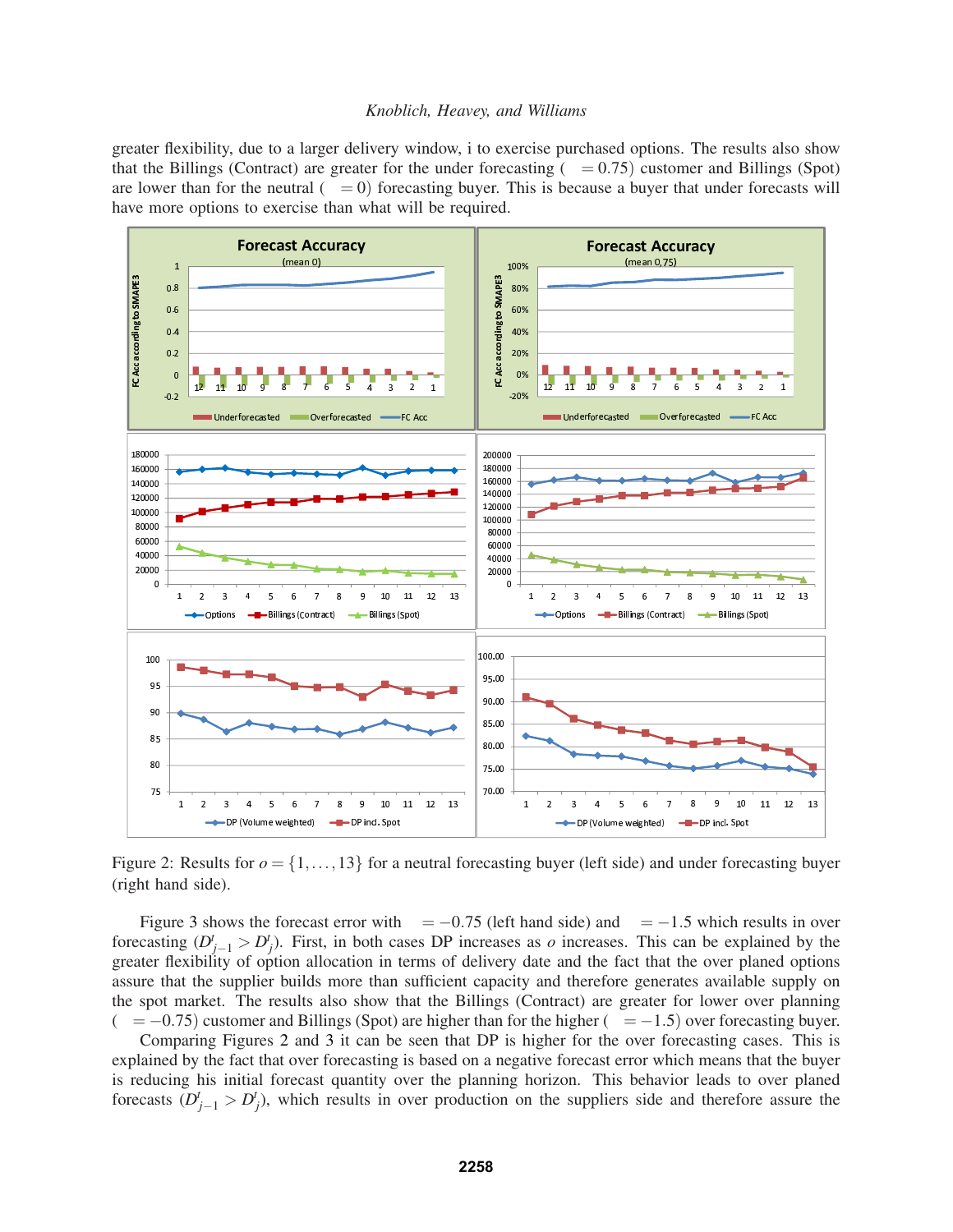greater flexibility, due to a larger delivery window, i to exercise purchased options. The results also show that the Billings (Contract) are greater for the under forecasting ( $= 0.75$) customer and Billings (Spot) are lower than for the neutral ( $= 0$) forecasting buyer. This is because a buyer that under forecasts will have more options to exercise than what will be required.

Figure 2: Results for $o = \{1,\ldots,13\}$ for a neutral forecasting buyer (left side) and under forecasting buyer (right hand side).

Figure 3 shows the forecast error with $= -0.75$ (left hand side) and $= -1.5$ which results in over forecasting ($D^t_{j-1} > D^t_j$). First, in both cases DP increases as $o$ increases. This can be explained by the greater flexibility of option allocation in terms of delivery date and the fact that the over planed options assure that the supplier builds more than sufficient capacity and therefore generates available supply on the spot market. The results also show that the Billings (Contract) are greater for lower over planning ( $= -0.75$) customer and Billings (Spot) are higher than for the higher ( $= -1.5$) over forecasting buyer.

Comparing Figures 2 and 3 it can be seen that DP is higher for the over forecasting cases. This is explained by the fact that over forecasting is based on a negative forecast error which means that the buyer is reducing his initial forecast quantity over the planning horizon. This behavior leads to over planed forecasts ($D^t_{j-1} > D^t_j$), which results in over production on the suppliers side and therefore assure the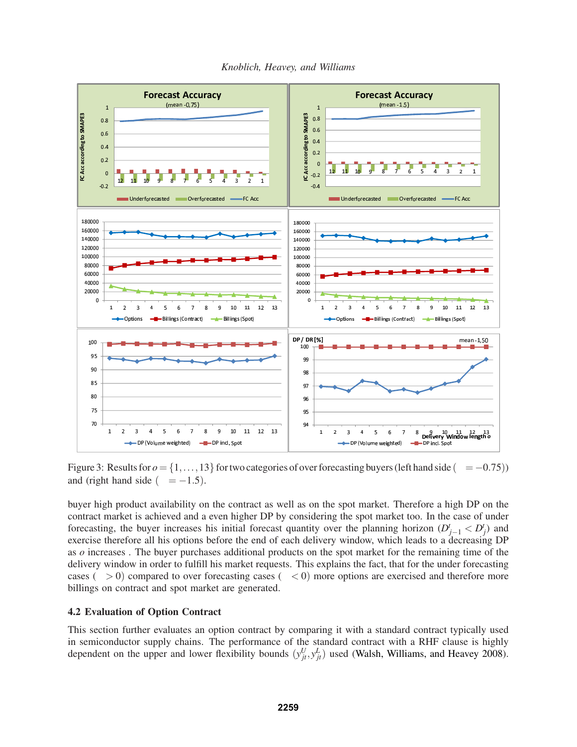Figure 3: Results for $o = \{1,\ldots,13\}$ for two categories of over forecasting buyers (left hand side ( $= -0.75$)) and (right hand side ( $= -1.5$).

buyer high product availability on the contract as well as on the spot market. Therefore a high DP on the contract market is achieved and a even higher DP by considering the spot market too. In the case of under forecasting, the buyer increases his initial forecast quantity over the planning horizon ($D^t_{j-1} < D^t_j$) and exercise therefore all his options before the end of each delivery window, which leads to a decreasing DP as $o$ increases . The buyer purchases additional products on the spot market for the remaining time of the delivery window in order to fulfill his market requests. This explains the fact, that for the under forecasting cases ( $> 0$) compared to over forecasting cases ( $< 0$) more options are exercised and therefore more billings on contract and spot market are generated.

### 4.2 Evaluation of Option Contract

This section further evaluates an option contract by comparing it with a standard contract typically used in semiconductor supply chains. The performance of the standard contract with a RHF clause is highly dependent on the upper and lower flexibility bounds $(y^U_{jt}, y^L_{jt})$ used (Walsh, Williams, and Heavey 2008).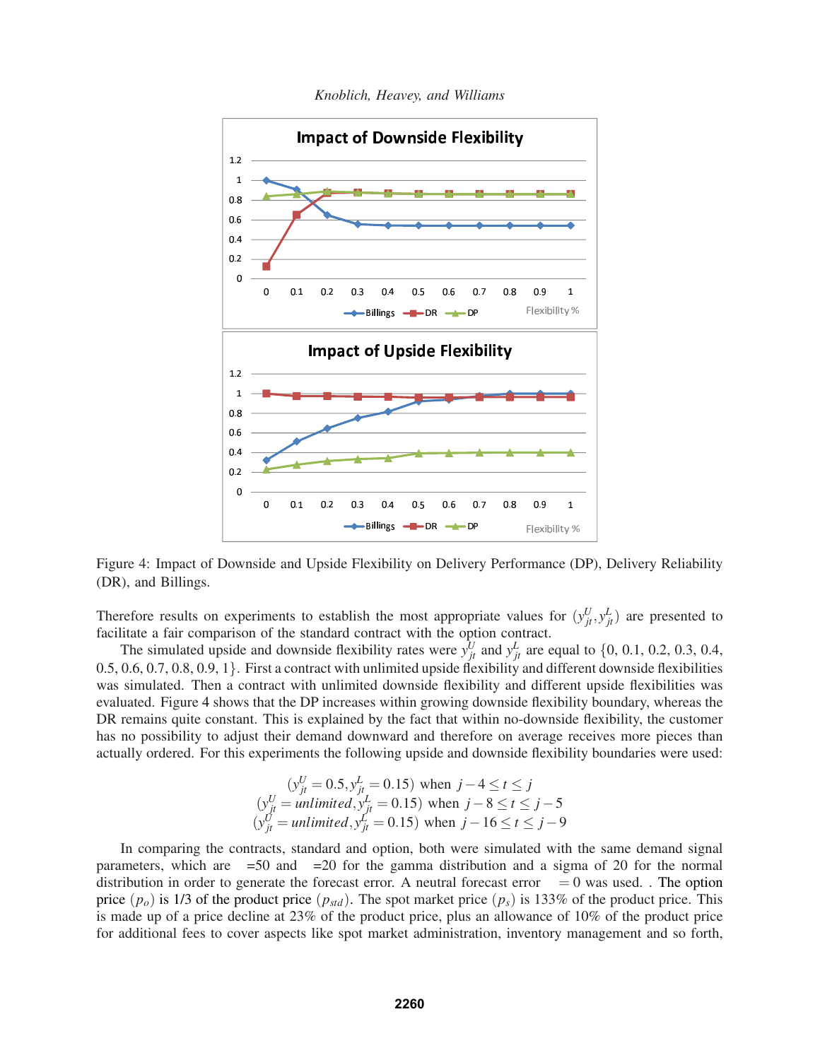Figure 4: Impact of Downside and Upside Flexibility on Delivery Performance (DP), Delivery Reliability (DR), and Billings.

Therefore results on experiments to establish the most appropriate values for $(y^U_{jt}, y^L_{jt})$ are presented to facilitate a fair comparison of the standard contract with the option contract.

The simulated upside and downside flexibility rates were $y^U_{jt}$ and $y^L_{jt}$ are equal to $\{0, 0.1, 0.2, 0.3, 0.4, 0.5, 0.6, 0.7, 0.8, 0.9, 1\}$. First a contract with unlimited upside flexibility and different downside flexibilities was simulated. Then a contract with unlimited downside flexibility and different upside flexibilities was evaluated. Figure 4 shows that the DP increases within growing downside flexibility boundary, whereas the DR remains quite constant. This is explained by the fact that within no-downside flexibility, the customer has no possibility to adjust their demand downward and therefore on average receives more pieces than actually ordered. For this experiments the following upside and downside flexibility boundaries were used:

$$(y^U_{jt} = 0.5, y^L_{jt} = 0.15) \text{ when } j-4 \leq t \leq j$$
$$(y^U_{jt} = \mathit{unlimited}, y^L_{jt} = 0.15) \text{ when } j-8 \leq t \leq j-5$$
$$(y^U_{jt} = \mathit{unlimited}, y^L_{jt} = 0.15) \text{ when } j-16 \leq t \leq j-9$$

In comparing the contracts, standard and option, both were simulated with the same demand signal parameters, which are =50 and =20 for the gamma distribution and a sigma of 20 for the normal distribution in order to generate the forecast error. A neutral forecast error $= 0$ was used. . The option price $(p_o)$ is 1/3 of the product price $(p_{std})$. The spot market price $(p_s)$ is 133% of the product price. This is made up of a price decline at 23% of the product price, plus an allowance of 10% of the product price for additional fees to cover aspects like spot market administration, inventory management and so forth,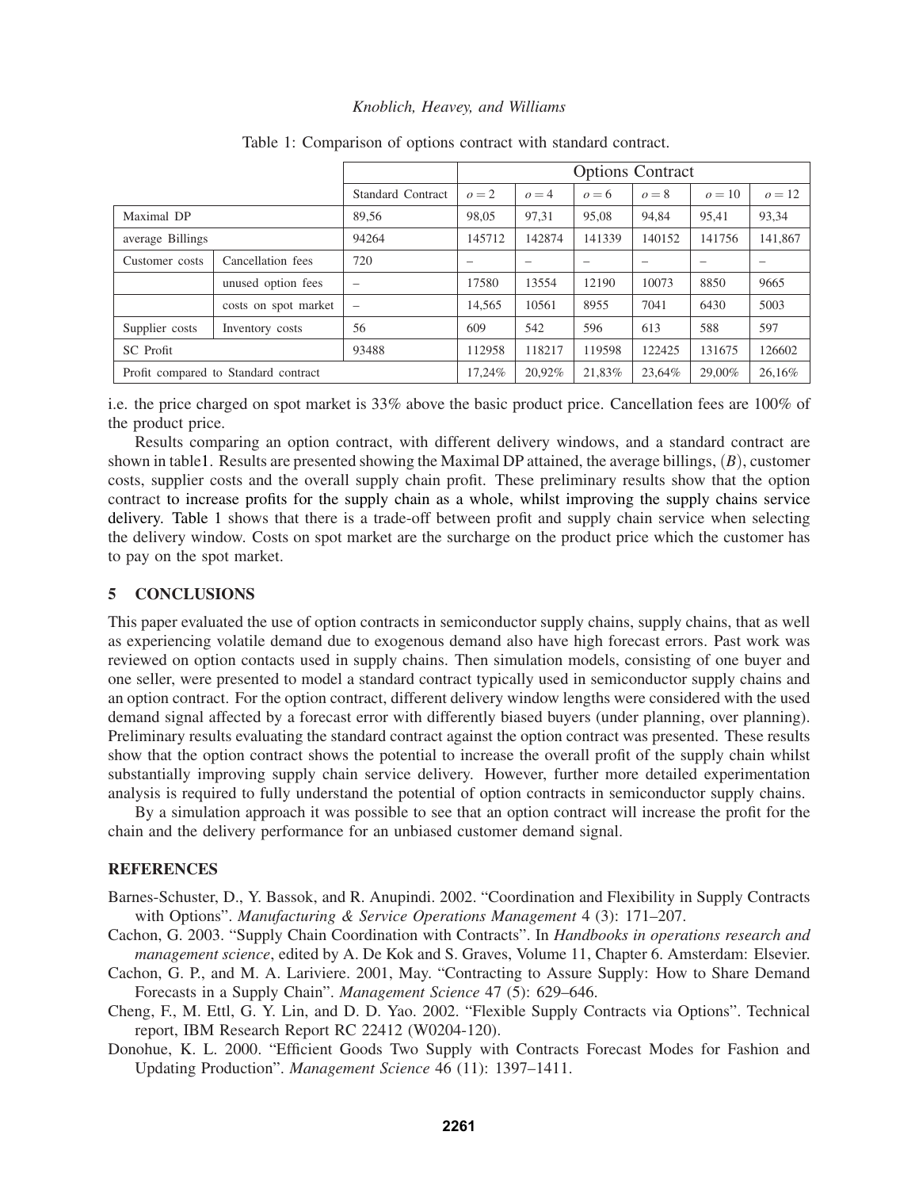Table 1: Comparison of options contract with standard contract.

| | | | Options Contract | | | | | |
|---|---|---|---|---|---|---|---|---|
| | | Standard Contract | $o = 2$ | $o = 4$ | $o = 6$ | $o = 8$ | $o = 10$ | $o = 12$ |
| Maximal DP | | 89,56 | 98,05 | 97,31 | 95,08 | 94,84 | 95,41 | 93,34 |
| average Billings | | 94264 | 145712 | 142874 | 141339 | 140152 | 141756 | 141,867 |
| Customer costs | Cancellation fees | 720 | – | – | – | – | – | – |
| | unused option fees | – | 17580 | 13554 | 12190 | 10073 | 8850 | 9665 |
| | costs on spot market | – | 14,565 | 10561 | 8955 | 7041 | 6430 | 5003 |
| Supplier costs | Inventory costs | 56 | 609 | 542 | 596 | 613 | 588 | 597 |
| SC Profit | | 93488 | 112958 | 118217 | 119598 | 122425 | 131675 | 126602 |
| Profit compared to Standard contract | | | 17,24% | 20,92% | 21,83% | 23,64% | 29,00% | 26,16% |

i.e. the price charged on spot market is 33% above the basic product price. Cancellation fees are 100% of the product price.

Results comparing an option contract, with different delivery windows, and a standard contract are shown in table1. Results are presented showing the Maximal DP attained, the average billings, $(B)$, customer costs, supplier costs and the overall supply chain profit. These preliminary results show that the option contract to increase profits for the supply chain as a whole, whilst improving the supply chains service delivery. Table 1 shows that there is a trade-off between profit and supply chain service when selecting the delivery window. Costs on spot market are the surcharge on the product price which the customer has to pay on the spot market.

## 5 CONCLUSIONS

This paper evaluated the use of option contracts in semiconductor supply chains, supply chains, that as well as experiencing volatile demand due to exogenous demand also have high forecast errors. Past work was reviewed on option contacts used in supply chains. Then simulation models, consisting of one buyer and one seller, were presented to model a standard contract typically used in semiconductor supply chains and an option contract. For the option contract, different delivery window lengths were considered with the used demand signal affected by a forecast error with differently biased buyers (under planning, over planning). Preliminary results evaluating the standard contract against the option contract was presented. These results show that the option contract shows the potential to increase the overall profit of the supply chain whilst substantially improving supply chain service delivery. However, further more detailed experimentation analysis is required to fully understand the potential of option contracts in semiconductor supply chains.

By a simulation approach it was possible to see that an option contract will increase the profit for the chain and the delivery performance for an unbiased customer demand signal.

## REFERENCES

Barnes-Schuster, D., Y. Bassok, and R. Anupindi. 2002. "Coordination and Flexibility in Supply Contracts with Options". *Manufacturing & Service Operations Management* 4 (3): 171–207.

Cachon, G. 2003. "Supply Chain Coordination with Contracts". In *Handbooks in operations research and management science*, edited by A. De Kok and S. Graves, Volume 11, Chapter 6. Amsterdam: Elsevier.

Cachon, G. P., and M. A. Lariviere. 2001, May. "Contracting to Assure Supply: How to Share Demand Forecasts in a Supply Chain". *Management Science* 47 (5): 629–646.

Cheng, F., M. Ettl, G. Y. Lin, and D. D. Yao. 2002. "Flexible Supply Contracts via Options". Technical report, IBM Research Report RC 22412 (W0204-120).

Donohue, K. L. 2000. "Efficient Goods Two Supply with Contracts Forecast Modes for Fashion and Updating Production". *Management Science* 46 (11): 1397–1411.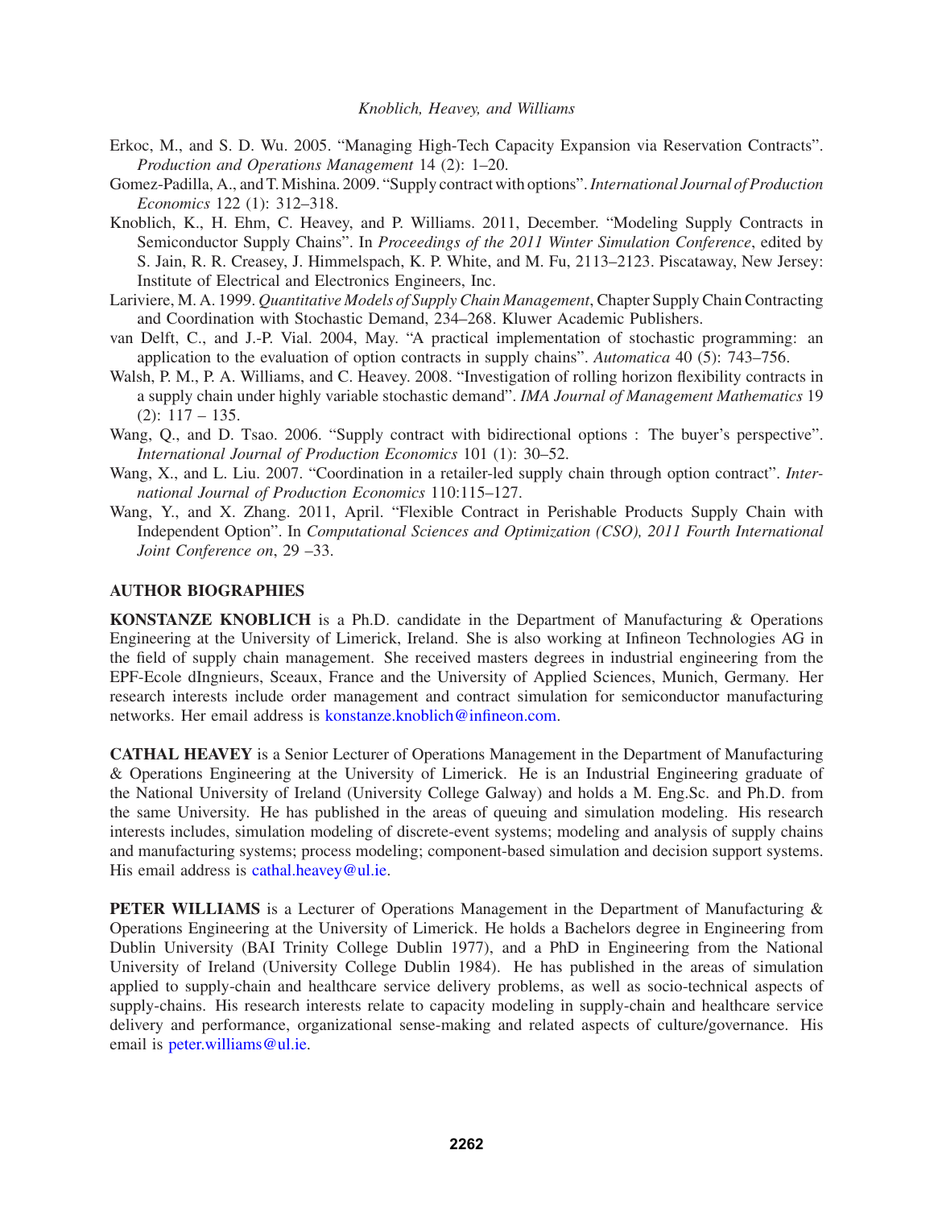Erkoc, M., and S. D. Wu. 2005. "Managing High-Tech Capacity Expansion via Reservation Contracts". *Production and Operations Management* 14 (2): 1–20.

Gomez-Padilla, A., and T. Mishina. 2009. "Supply contract with options". *International Journal of Production Economics* 122 (1): 312–318.

Knoblich, K., H. Ehm, C. Heavey, and P. Williams. 2011, December. "Modeling Supply Contracts in Semiconductor Supply Chains". In *Proceedings of the 2011 Winter Simulation Conference*, edited by S. Jain, R. R. Creasey, J. Himmelspach, K. P. White, and M. Fu, 2113–2123. Piscataway, New Jersey: Institute of Electrical and Electronics Engineers, Inc.

Lariviere, M. A. 1999. *Quantitative Models of Supply Chain Management*, Chapter Supply Chain Contracting and Coordination with Stochastic Demand, 234–268. Kluwer Academic Publishers.

van Delft, C., and J.-P. Vial. 2004, May. "A practical implementation of stochastic programming: an application to the evaluation of option contracts in supply chains". *Automatica* 40 (5): 743–756.

Walsh, P. M., P. A. Williams, and C. Heavey. 2008. "Investigation of rolling horizon flexibility contracts in a supply chain under highly variable stochastic demand". *IMA Journal of Management Mathematics* 19 (2): 117 – 135.

Wang, Q., and D. Tsao. 2006. "Supply contract with bidirectional options : The buyer's perspective". *International Journal of Production Economics* 101 (1): 30–52.

Wang, X., and L. Liu. 2007. "Coordination in a retailer-led supply chain through option contract". *International Journal of Production Economics* 110:115–127.

Wang, Y., and X. Zhang. 2011, April. "Flexible Contract in Perishable Products Supply Chain with Independent Option". In *Computational Sciences and Optimization (CSO), 2011 Fourth International Joint Conference on*, 29 –33.

## AUTHOR BIOGRAPHIES

**KONSTANZE KNOBLICH** is a Ph.D. candidate in the Department of Manufacturing & Operations Engineering at the University of Limerick, Ireland. She is also working at Infineon Technologies AG in the field of supply chain management. She received masters degrees in industrial engineering from the EPF-Ecole dIngnieurs, Sceaux, France and the University of Applied Sciences, Munich, Germany. Her research interests include order management and contract simulation for semiconductor manufacturing networks. Her email address is konstanze.knoblich@infineon.com.

**CATHAL HEAVEY** is a Senior Lecturer of Operations Management in the Department of Manufacturing & Operations Engineering at the University of Limerick. He is an Industrial Engineering graduate of the National University of Ireland (University College Galway) and holds a M. Eng.Sc. and Ph.D. from the same University. He has published in the areas of queuing and simulation modeling. His research interests includes, simulation modeling of discrete-event systems; modeling and analysis of supply chains and manufacturing systems; process modeling; component-based simulation and decision support systems. His email address is cathal.heavey@ul.ie.

**PETER WILLIAMS** is a Lecturer of Operations Management in the Department of Manufacturing & Operations Engineering at the University of Limerick. He holds a Bachelors degree in Engineering from Dublin University (BAI Trinity College Dublin 1977), and a PhD in Engineering from the National University of Ireland (University College Dublin 1984). He has published in the areas of simulation applied to supply-chain and healthcare service delivery problems, as well as socio-technical aspects of supply-chains. His research interests relate to capacity modeling in supply-chain and healthcare service delivery and performance, organizational sense-making and related aspects of culture/governance. His email is peter.williams@ul.ie.